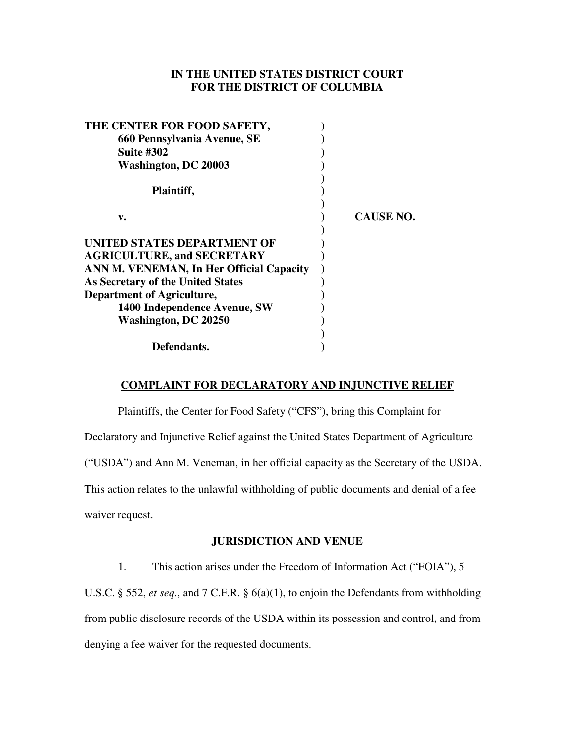# IN THE UNITED STATES DISTRICT COURT
# FOR THE DISTRICT OF COLUMBIA

| | | |
|---|---|---|
| **THE CENTER FOR FOOD SAFETY,** | ) | |
| **660 Pennsylvania Avenue, SE** | ) | |
| **Suite #302** | ) | |
| **Washington, DC 20003** | ) | |
| | ) | |
| **Plaintiff,** | ) | |
| | ) | |
| **v.** | ) | **CAUSE NO.** |
| | ) | |
| **UNITED STATES DEPARTMENT OF** | ) | |
| **AGRICULTURE, and SECRETARY** | ) | |
| **ANN M. VENEMAN, In Her Official Capacity** | ) | |
| **As Secretary of the United States** | ) | |
| **Department of Agriculture,** | ) | |
| **1400 Independence Avenue, SW** | ) | |
| **Washington, DC 20250** | ) | |
| | ) | |
| **Defendants.** | ) | |

## COMPLAINT FOR DECLARATORY AND INJUNCTIVE RELIEF

Plaintiffs, the Center for Food Safety ("CFS"), bring this Complaint for Declaratory and Injunctive Relief against the United States Department of Agriculture ("USDA") and Ann M. Veneman, in her official capacity as the Secretary of the USDA. This action relates to the unlawful withholding of public documents and denial of a fee waiver request.

## JURISDICTION AND VENUE

1. This action arises under the Freedom of Information Act ("FOIA"), 5 U.S.C. § 552, *et seq.*, and 7 C.F.R. § 6(a)(1), to enjoin the Defendants from withholding from public disclosure records of the USDA within its possession and control, and from denying a fee waiver for the requested documents.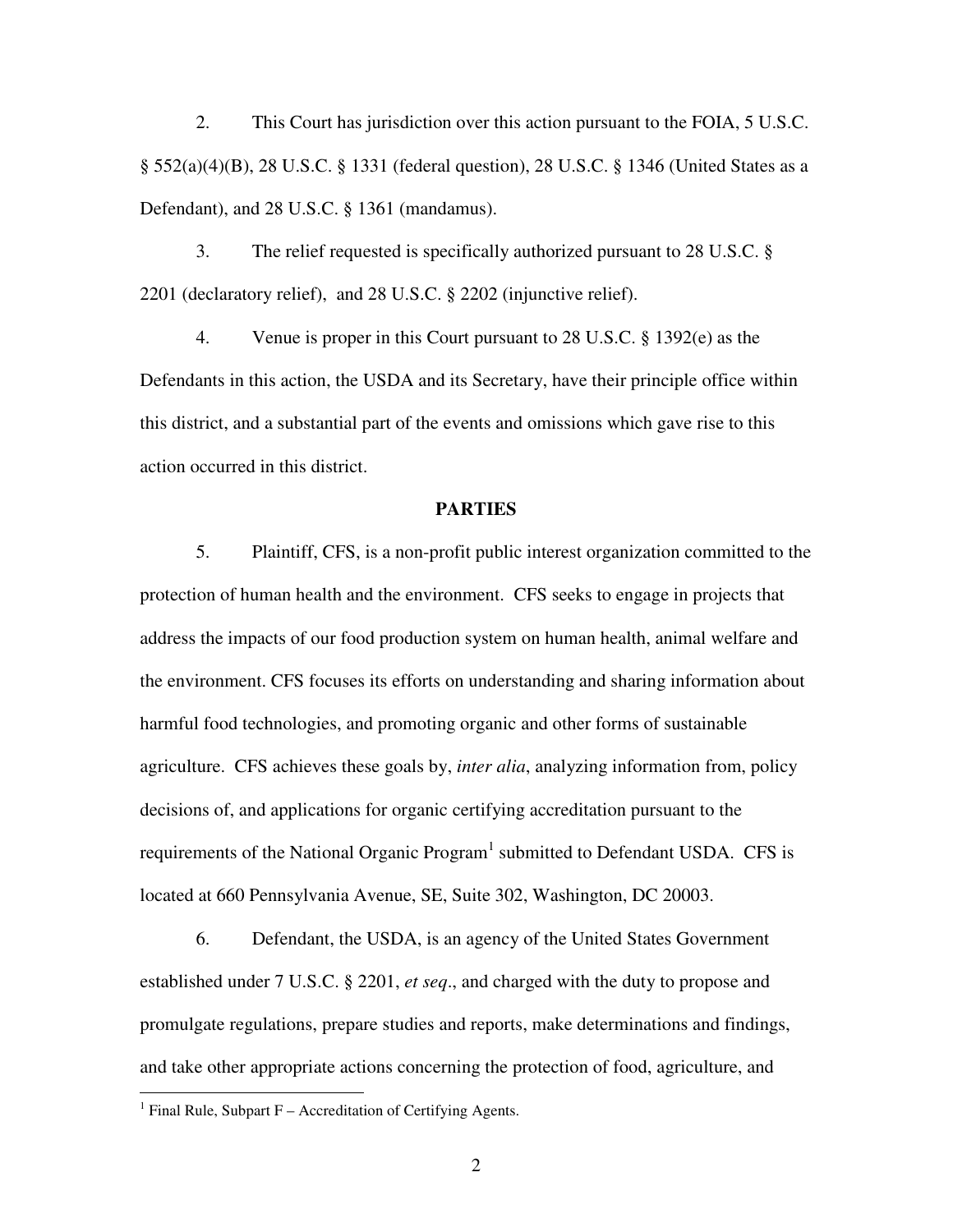2. This Court has jurisdiction over this action pursuant to the FOIA, 5 U.S.C. § 552(a)(4)(B), 28 U.S.C. § 1331 (federal question), 28 U.S.C. § 1346 (United States as a Defendant), and 28 U.S.C. § 1361 (mandamus).

3. The relief requested is specifically authorized pursuant to 28 U.S.C. § 2201 (declaratory relief), and 28 U.S.C. § 2202 (injunctive relief).

4. Venue is proper in this Court pursuant to 28 U.S.C. § 1392(e) as the Defendants in this action, the USDA and its Secretary, have their principle office within this district, and a substantial part of the events and omissions which gave rise to this action occurred in this district.

**PARTIES**

5. Plaintiff, CFS, is a non-profit public interest organization committed to the protection of human health and the environment. CFS seeks to engage in projects that address the impacts of our food production system on human health, animal welfare and the environment. CFS focuses its efforts on understanding and sharing information about harmful food technologies, and promoting organic and other forms of sustainable agriculture. CFS achieves these goals by, *inter alia*, analyzing information from, policy decisions of, and applications for organic certifying accreditation pursuant to the requirements of the National Organic Program[1] submitted to Defendant USDA. CFS is located at 660 Pennsylvania Avenue, SE, Suite 302, Washington, DC 20003.

6. Defendant, the USDA, is an agency of the United States Government established under 7 U.S.C. § 2201, *et seq*., and charged with the duty to propose and promulgate regulations, prepare studies and reports, make determinations and findings, and take other appropriate actions concerning the protection of food, agriculture, and

[1] Final Rule, Subpart F – Accreditation of Certifying Agents.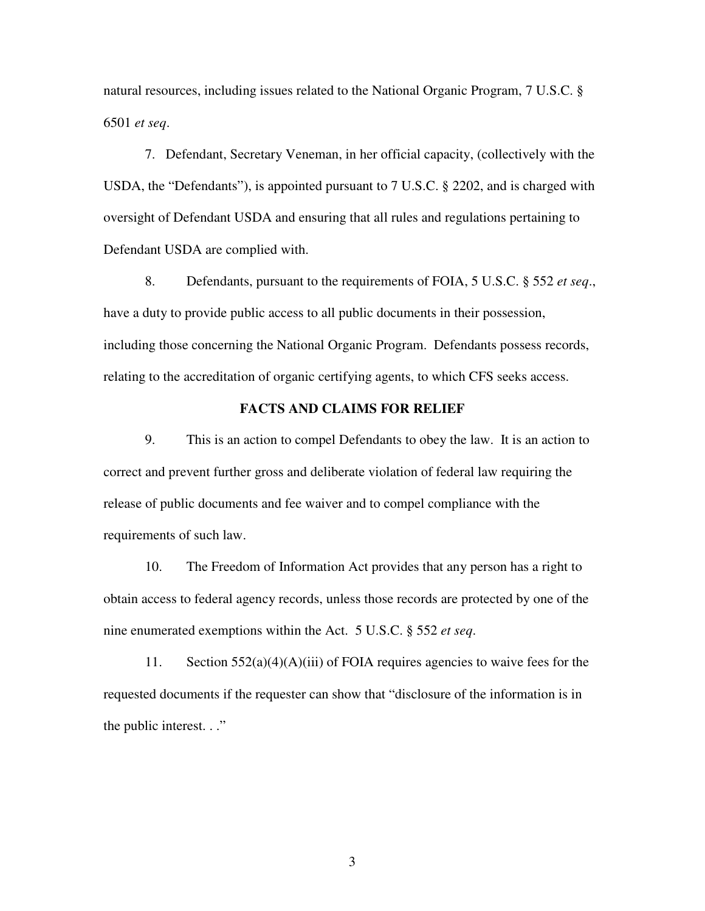natural resources, including issues related to the National Organic Program, 7 U.S.C. § 6501 *et seq*.

7. Defendant, Secretary Veneman, in her official capacity, (collectively with the USDA, the "Defendants"), is appointed pursuant to 7 U.S.C. § 2202, and is charged with oversight of Defendant USDA and ensuring that all rules and regulations pertaining to Defendant USDA are complied with.

8. Defendants, pursuant to the requirements of FOIA, 5 U.S.C. § 552 *et seq*., have a duty to provide public access to all public documents in their possession, including those concerning the National Organic Program. Defendants possess records, relating to the accreditation of organic certifying agents, to which CFS seeks access.

## FACTS AND CLAIMS FOR RELIEF

9. This is an action to compel Defendants to obey the law. It is an action to correct and prevent further gross and deliberate violation of federal law requiring the release of public documents and fee waiver and to compel compliance with the requirements of such law.

10. The Freedom of Information Act provides that any person has a right to obtain access to federal agency records, unless those records are protected by one of the nine enumerated exemptions within the Act. 5 U.S.C. § 552 *et seq*.

11. Section 552(a)(4)(A)(iii) of FOIA requires agencies to waive fees for the requested documents if the requester can show that "disclosure of the information is in the public interest. . ."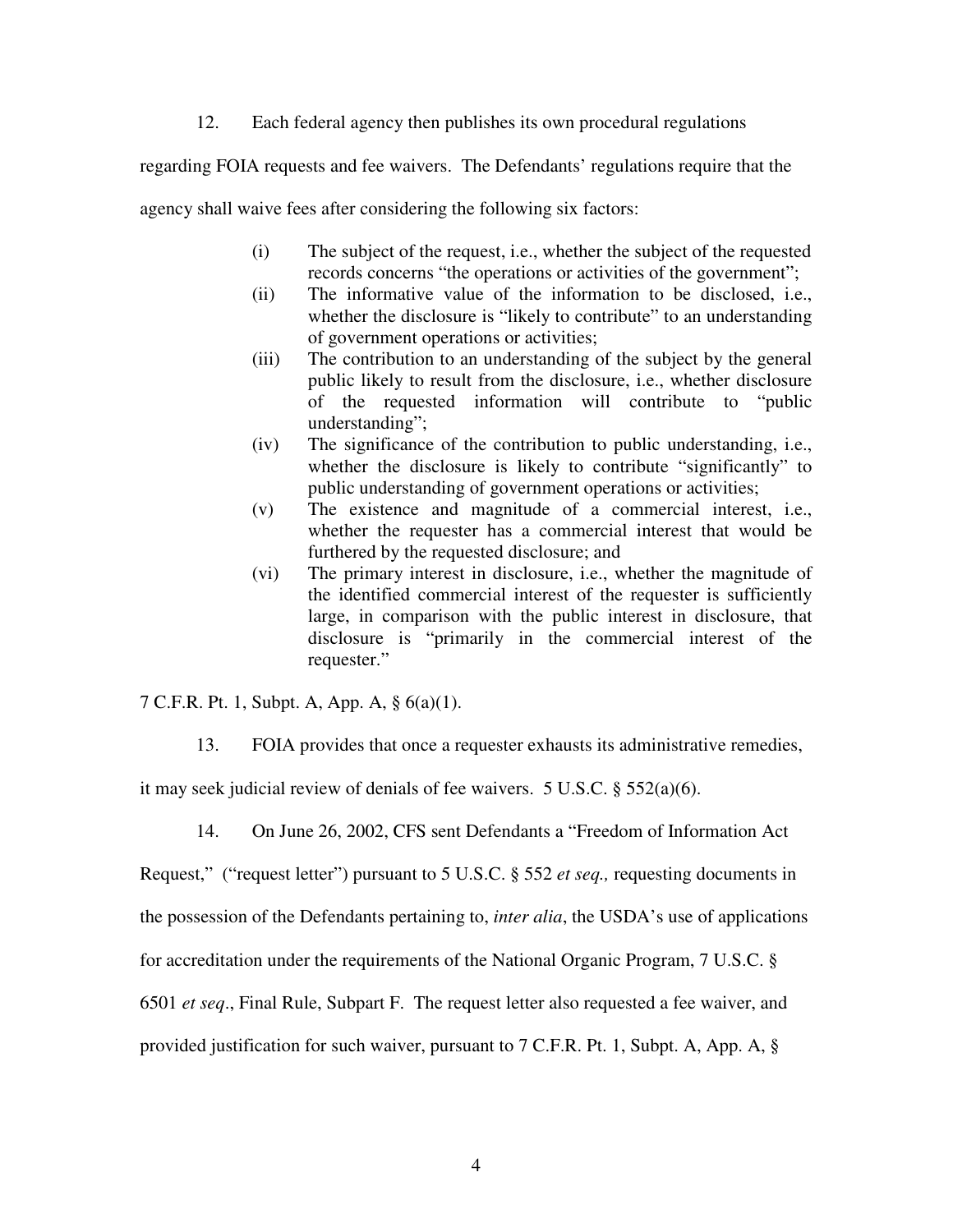12. Each federal agency then publishes its own procedural regulations regarding FOIA requests and fee waivers. The Defendants' regulations require that the agency shall waive fees after considering the following six factors:

> (i) The subject of the request, i.e., whether the subject of the requested records concerns "the operations or activities of the government";
>
> (ii) The informative value of the information to be disclosed, i.e., whether the disclosure is "likely to contribute" to an understanding of government operations or activities;
>
> (iii) The contribution to an understanding of the subject by the general public likely to result from the disclosure, i.e., whether disclosure of the requested information will contribute to "public understanding";
>
> (iv) The significance of the contribution to public understanding, i.e., whether the disclosure is likely to contribute "significantly" to public understanding of government operations or activities;
>
> (v) The existence and magnitude of a commercial interest, i.e., whether the requester has a commercial interest that would be furthered by the requested disclosure; and
>
> (vi) The primary interest in disclosure, i.e., whether the magnitude of the identified commercial interest of the requester is sufficiently large, in comparison with the public interest in disclosure, that disclosure is "primarily in the commercial interest of the requester."

7 C.F.R. Pt. 1, Subpt. A, App. A, § 6(a)(1).

13. FOIA provides that once a requester exhausts its administrative remedies, it may seek judicial review of denials of fee waivers. 5 U.S.C. § 552(a)(6).

14. On June 26, 2002, CFS sent Defendants a "Freedom of Information Act Request," ("request letter") pursuant to 5 U.S.C. § 552 *et seq.,* requesting documents in the possession of the Defendants pertaining to, *inter alia*, the USDA's use of applications for accreditation under the requirements of the National Organic Program, 7 U.S.C. § 6501 *et seq*., Final Rule, Subpart F. The request letter also requested a fee waiver, and provided justification for such waiver, pursuant to 7 C.F.R. Pt. 1, Subpt. A, App. A, §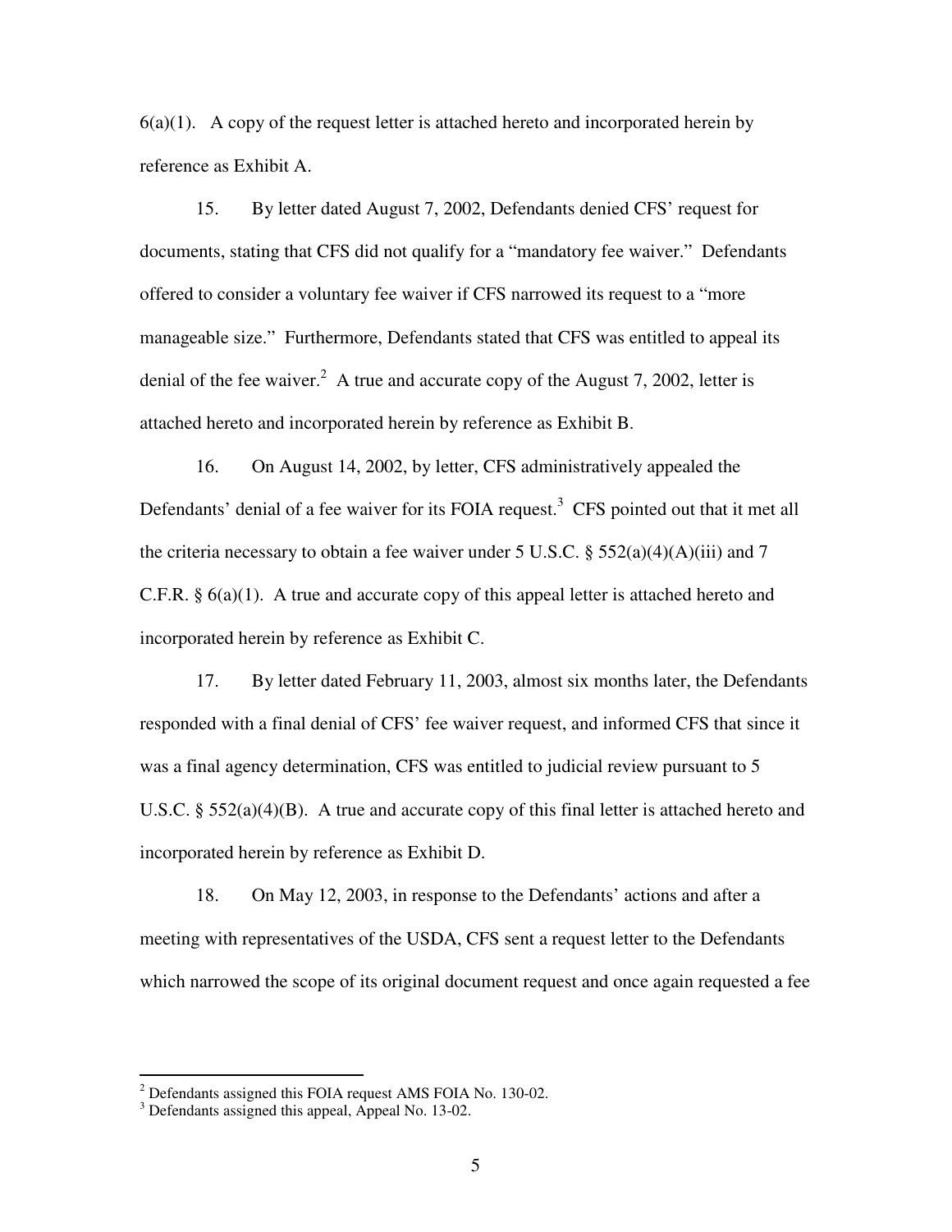6(a)(1). A copy of the request letter is attached hereto and incorporated herein by reference as Exhibit A.

15. By letter dated August 7, 2002, Defendants denied CFS' request for documents, stating that CFS did not qualify for a "mandatory fee waiver." Defendants offered to consider a voluntary fee waiver if CFS narrowed its request to a "more manageable size." Furthermore, Defendants stated that CFS was entitled to appeal its denial of the fee waiver.[2] A true and accurate copy of the August 7, 2002, letter is attached hereto and incorporated herein by reference as Exhibit B.

16. On August 14, 2002, by letter, CFS administratively appealed the Defendants' denial of a fee waiver for its FOIA request.[3] CFS pointed out that it met all the criteria necessary to obtain a fee waiver under 5 U.S.C. § 552(a)(4)(A)(iii) and 7 C.F.R. § 6(a)(1). A true and accurate copy of this appeal letter is attached hereto and incorporated herein by reference as Exhibit C.

17. By letter dated February 11, 2003, almost six months later, the Defendants responded with a final denial of CFS' fee waiver request, and informed CFS that since it was a final agency determination, CFS was entitled to judicial review pursuant to 5 U.S.C. § 552(a)(4)(B). A true and accurate copy of this final letter is attached hereto and incorporated herein by reference as Exhibit D.

18. On May 12, 2003, in response to the Defendants' actions and after a meeting with representatives of the USDA, CFS sent a request letter to the Defendants which narrowed the scope of its original document request and once again requested a fee

---

[2] Defendants assigned this FOIA request AMS FOIA No. 130-02.

[3] Defendants assigned this appeal, Appeal No. 13-02.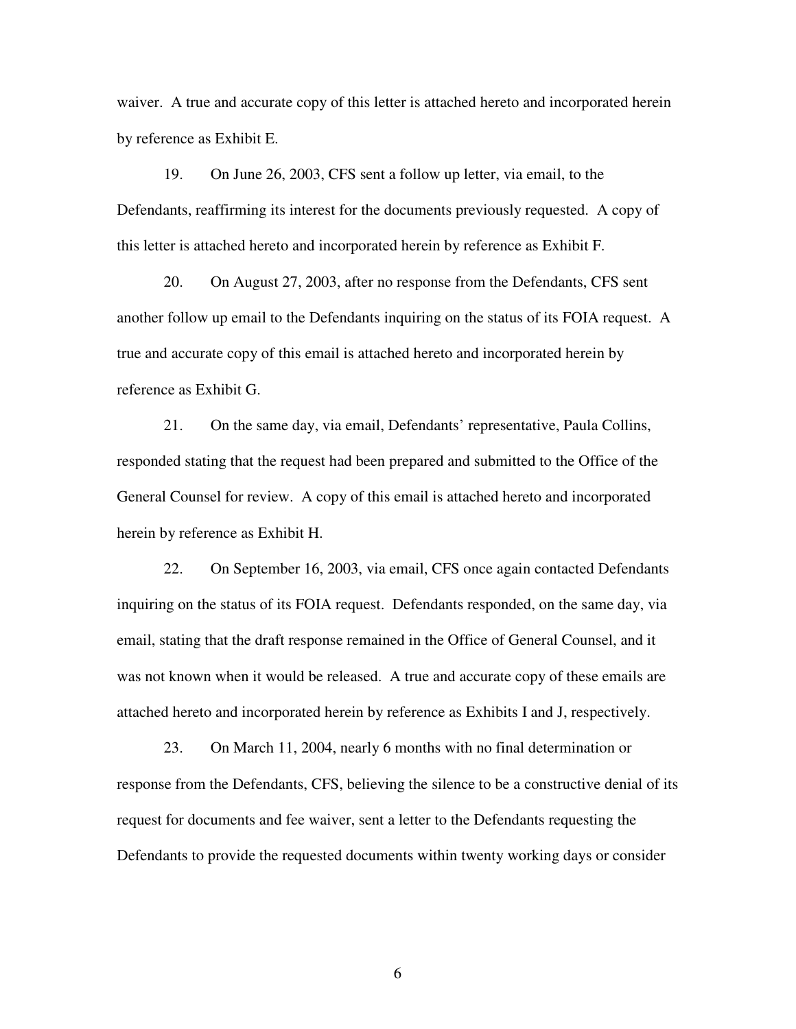waiver. A true and accurate copy of this letter is attached hereto and incorporated herein by reference as Exhibit E.

19. On June 26, 2003, CFS sent a follow up letter, via email, to the Defendants, reaffirming its interest for the documents previously requested. A copy of this letter is attached hereto and incorporated herein by reference as Exhibit F.

20. On August 27, 2003, after no response from the Defendants, CFS sent another follow up email to the Defendants inquiring on the status of its FOIA request. A true and accurate copy of this email is attached hereto and incorporated herein by reference as Exhibit G.

21. On the same day, via email, Defendants' representative, Paula Collins, responded stating that the request had been prepared and submitted to the Office of the General Counsel for review. A copy of this email is attached hereto and incorporated herein by reference as Exhibit H.

22. On September 16, 2003, via email, CFS once again contacted Defendants inquiring on the status of its FOIA request. Defendants responded, on the same day, via email, stating that the draft response remained in the Office of General Counsel, and it was not known when it would be released. A true and accurate copy of these emails are attached hereto and incorporated herein by reference as Exhibits I and J, respectively.

23. On March 11, 2004, nearly 6 months with no final determination or response from the Defendants, CFS, believing the silence to be a constructive denial of its request for documents and fee waiver, sent a letter to the Defendants requesting the Defendants to provide the requested documents within twenty working days or consider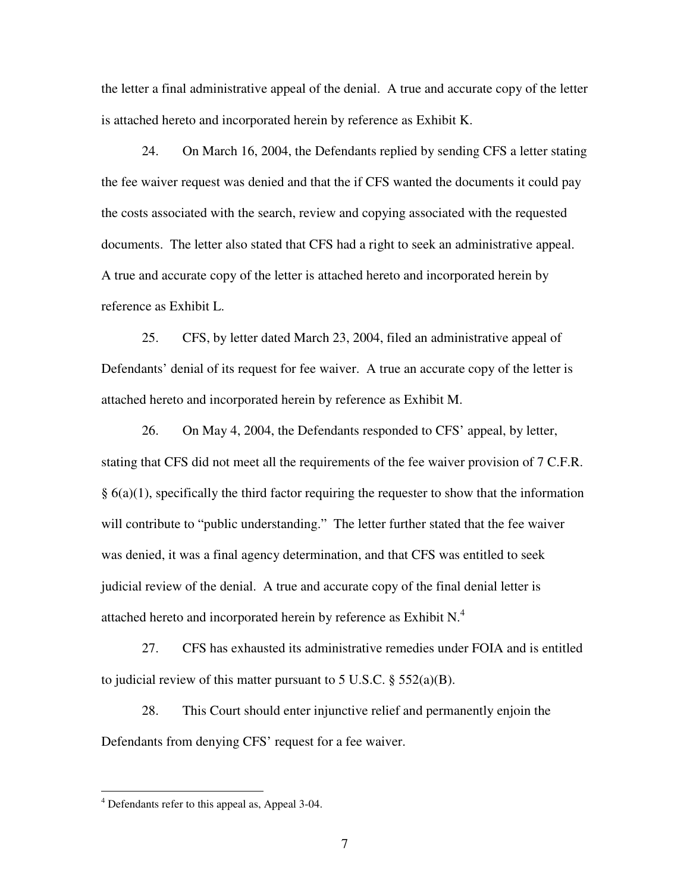the letter a final administrative appeal of the denial. A true and accurate copy of the letter is attached hereto and incorporated herein by reference as Exhibit K.

24. On March 16, 2004, the Defendants replied by sending CFS a letter stating the fee waiver request was denied and that the if CFS wanted the documents it could pay the costs associated with the search, review and copying associated with the requested documents. The letter also stated that CFS had a right to seek an administrative appeal. A true and accurate copy of the letter is attached hereto and incorporated herein by reference as Exhibit L.

25. CFS, by letter dated March 23, 2004, filed an administrative appeal of Defendants' denial of its request for fee waiver. A true an accurate copy of the letter is attached hereto and incorporated herein by reference as Exhibit M.

26. On May 4, 2004, the Defendants responded to CFS' appeal, by letter, stating that CFS did not meet all the requirements of the fee waiver provision of 7 C.F.R. § 6(a)(1), specifically the third factor requiring the requester to show that the information will contribute to "public understanding." The letter further stated that the fee waiver was denied, it was a final agency determination, and that CFS was entitled to seek judicial review of the denial. A true and accurate copy of the final denial letter is attached hereto and incorporated herein by reference as Exhibit N.[4]

27. CFS has exhausted its administrative remedies under FOIA and is entitled to judicial review of this matter pursuant to 5 U.S.C. § 552(a)(B).

28. This Court should enter injunctive relief and permanently enjoin the Defendants from denying CFS' request for a fee waiver.

---

[4] Defendants refer to this appeal as, Appeal 3-04.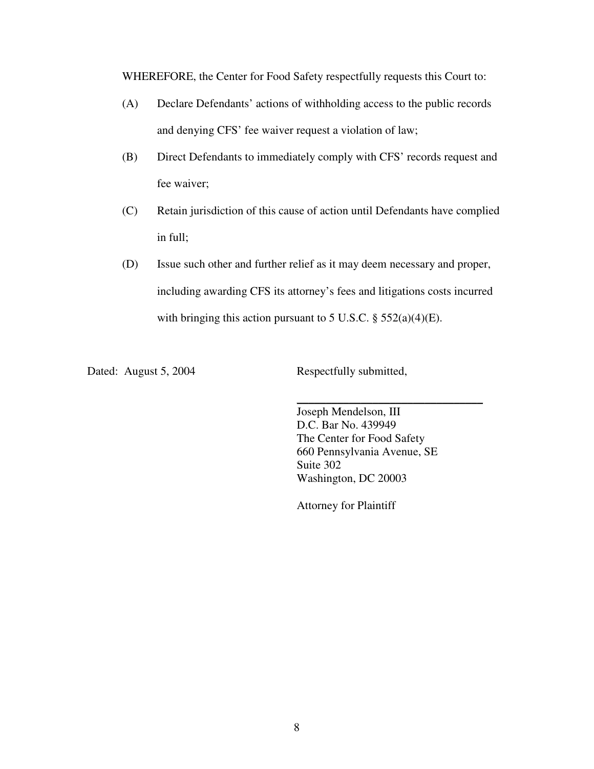WHEREFORE, the Center for Food Safety respectfully requests this Court to:

(A) Declare Defendants' actions of withholding access to the public records and denying CFS' fee waiver request a violation of law;

(B) Direct Defendants to immediately comply with CFS' records request and fee waiver;

(C) Retain jurisdiction of this cause of action until Defendants have complied in full;

(D) Issue such other and further relief as it may deem necessary and proper, including awarding CFS its attorney's fees and litigations costs incurred with bringing this action pursuant to 5 U.S.C. § 552(a)(4)(E).

Dated: August 5, 2004

Respectfully submitted,

\_\_\_\_\_\_\_\_\_\_\_\_\_\_\_\_\_\_\_\_\_\_\_\_\_\_\_\_\_\_\_\_

Joseph Mendelson, III
D.C. Bar No. 439949
The Center for Food Safety
660 Pennsylvania Avenue, SE
Suite 302
Washington, DC 20003

Attorney for Plaintiff